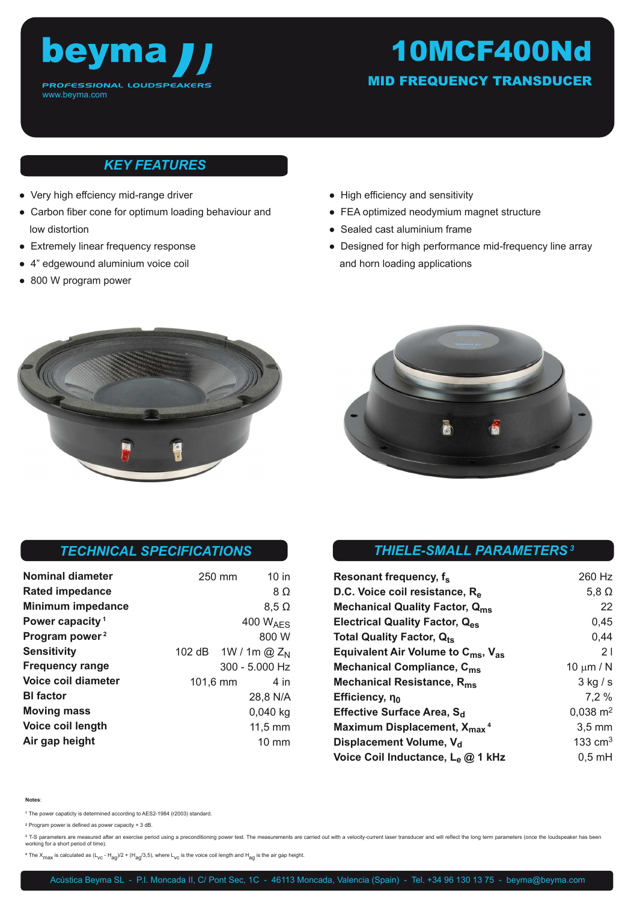# beyma

PROFESSIONAL LOUDSPEAKERS
www.beyma.com

# 10MCF400Nd

## MID FREQUENCY TRANSDUCER

## KEY FEATURES

- Very high effciency mid-range driver
- Carbon fiber cone for optimum loading behaviour and low distortion
- Extremely linear frequency response
- 4" edgewound aluminium voice coil
- 800 W program power
- High efficiency and sensitivity
- FEA optimized neodymium magnet structure
- Sealed cast aluminium frame
- Designed for high performance mid-frequency line array and horn loading applications

## TECHNICAL SPECIFICATIONS

| | | |
|---|---|---|
| **Nominal diameter** | 250 mm | 10 in |
| **Rated impedance** | | 8 Ω |
| **Minimum impedance** | | 8,5 Ω |
| **Power capacity** [1] | | 400 $W_{AES}$ |
| **Program power** [2] | | 800 W |
| **Sensitivity** | 102 dB | 1W / 1m @ $Z_N$ |
| **Frequency range** | | 300 - 5.000 Hz |
| **Voice coil diameter** | 101,6 mm | 4 in |
| **Bl factor** | | 28,8 N/A |
| **Moving mass** | | 0,040 kg |
| **Voice coil length** | | 11,5 mm |
| **Air gap height** | | 10 mm |

## THIELE-SMALL PARAMETERS [3]

| | |
|---|---|
| **Resonant frequency, $f_s$** | 260 Hz |
| **D.C. Voice coil resistance, $R_e$** | 5,8 Ω |
| **Mechanical Quality Factor, $Q_{ms}$** | 22 |
| **Electrical Quality Factor, $Q_{es}$** | 0,45 |
| **Total Quality Factor, $Q_{ts}$** | 0,44 |
| **Equivalent Air Volume to $C_{ms}$, $V_{as}$** | 2 l |
| **Mechanical Compliance, $C_{ms}$** | 10 μm / N |
| **Mechanical Resistance, $R_{ms}$** | 3 kg / s |
| **Efficiency, $\eta_0$** | 7,2 % |
| **Effective Surface Area, $S_d$** | 0,038 $m^2$ |
| **Maximum Displacement, $X_{max}$** [4] | 3,5 mm |
| **Displacement Volume, $V_d$** | 133 $cm^3$ |
| **Voice Coil Inductance, $L_e$ @ 1 kHz** | 0,5 mH |

**Notes**:

[1] The power capacticy is determined according to AES2-1984 (r2003) standard.

[2] Program power is defined as power capacity + 3 dB.

[3] T-S parameters are measured after an exercise period using a preconditioning power test. The measurements are carried out with a velocity-current laser transducer and will reflect the long term parameters (once the loudspeaker has been working for a short period of time).

[4] The $X_{max}$ is calculated as $(L_{vc} - H_{ag})/2 + (H_{ag}/3,5)$, where $L_{vc}$ is the voice coil length and $H_{ag}$ is the air gap height.

Acústica Beyma SL - P.I. Moncada II, C/ Pont Sec, 1C - 46113 Moncada, Valencia (Spain) - Tel. +34 96 130 13 75 - beyma@beyma.com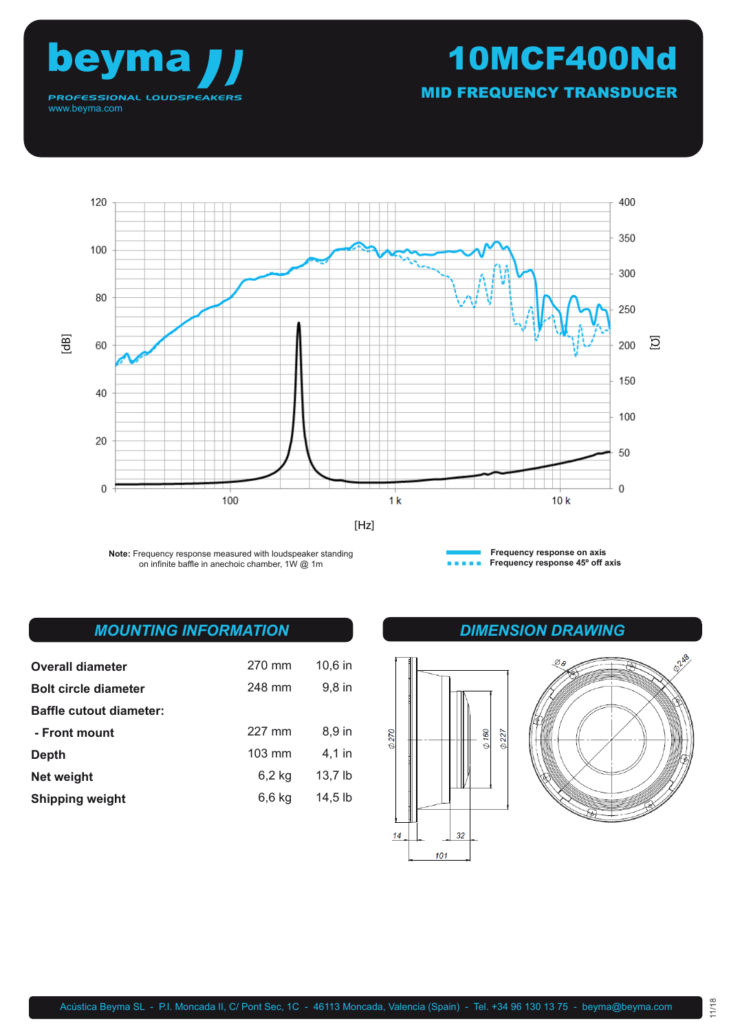# beyma

PROFESSIONAL LOUDSPEAKERS
www.beyma.com

# 10MCF400Nd

## MID FREQUENCY TRANSDUCER

120
100
80
60
40
20
0

[dB]

400
350
300
250
200
150
100
50
0

[Ω]

100
1 k
10 k

[Hz]

**Note:** Frequency response measured with loudspeaker standing on infinite baffle in anechoic chamber, 1W @ 1m

Frequency response on axis
Frequency response 45º off axis

## MOUNTING INFORMATION

| | | |
|---|---|---|
| **Overall diameter** | 270 mm | 10,6 in |
| **Bolt circle diameter** | 248 mm | 9,8 in |
| **Baffle cutout diameter:** | | |
| **- Front mount** | 227 mm | 8,9 in |
| **Depth** | 103 mm | 4,1 in |
| **Net weight** | 6,2 kg | 13,7 lb |
| **Shipping weight** | 6,6 kg | 14,5 lb |

## DIMENSION DRAWING

Ø270
Ø160
Ø227
14
32
101
Ø8
Ø248

Acústica Beyma SL - P.I. Moncada II, C/ Pont Sec, 1C - 46113 Moncada, Valencia (Spain) - Tel. +34 96 130 13 75 - beyma@beyma.com